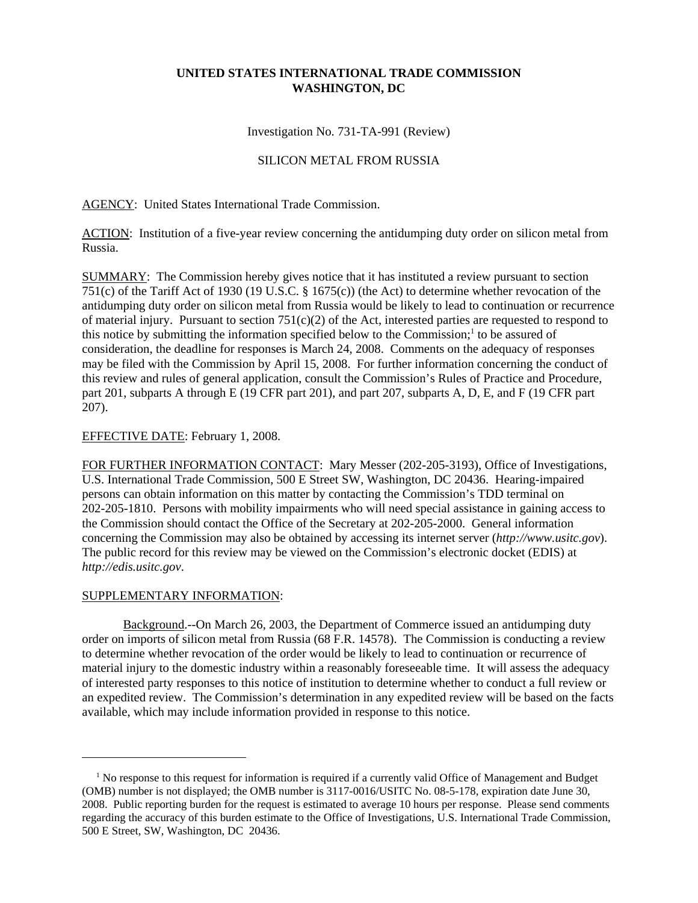**UNITED STATES INTERNATIONAL TRADE COMMISSION**
**WASHINGTON, DC**

Investigation No. 731-TA-991 (Review)

SILICON METAL FROM RUSSIA

AGENCY: United States International Trade Commission.

ACTION: Institution of a five-year review concerning the antidumping duty order on silicon metal from Russia.

SUMMARY: The Commission hereby gives notice that it has instituted a review pursuant to section 751(c) of the Tariff Act of 1930 (19 U.S.C. § 1675(c)) (the Act) to determine whether revocation of the antidumping duty order on silicon metal from Russia would be likely to lead to continuation or recurrence of material injury. Pursuant to section 751(c)(2) of the Act, interested parties are requested to respond to this notice by submitting the information specified below to the Commission;[1] to be assured of consideration, the deadline for responses is March 24, 2008. Comments on the adequacy of responses may be filed with the Commission by April 15, 2008. For further information concerning the conduct of this review and rules of general application, consult the Commission's Rules of Practice and Procedure, part 201, subparts A through E (19 CFR part 201), and part 207, subparts A, D, E, and F (19 CFR part 207).

EFFECTIVE DATE: February 1, 2008.

FOR FURTHER INFORMATION CONTACT: Mary Messer (202-205-3193), Office of Investigations, U.S. International Trade Commission, 500 E Street SW, Washington, DC 20436. Hearing-impaired persons can obtain information on this matter by contacting the Commission's TDD terminal on 202-205-1810. Persons with mobility impairments who will need special assistance in gaining access to the Commission should contact the Office of the Secretary at 202-205-2000. General information concerning the Commission may also be obtained by accessing its internet server (*http://www.usitc.gov*). The public record for this review may be viewed on the Commission's electronic docket (EDIS) at *http://edis.usitc.gov*.

SUPPLEMENTARY INFORMATION:

Background.--On March 26, 2003, the Department of Commerce issued an antidumping duty order on imports of silicon metal from Russia (68 F.R. 14578). The Commission is conducting a review to determine whether revocation of the order would be likely to lead to continuation or recurrence of material injury to the domestic industry within a reasonably foreseeable time. It will assess the adequacy of interested party responses to this notice of institution to determine whether to conduct a full review or an expedited review. The Commission's determination in any expedited review will be based on the facts available, which may include information provided in response to this notice.

---

[1] No response to this request for information is required if a currently valid Office of Management and Budget (OMB) number is not displayed; the OMB number is 3117-0016/USITC No. 08-5-178, expiration date June 30, 2008. Public reporting burden for the request is estimated to average 10 hours per response. Please send comments regarding the accuracy of this burden estimate to the Office of Investigations, U.S. International Trade Commission, 500 E Street, SW, Washington, DC 20436.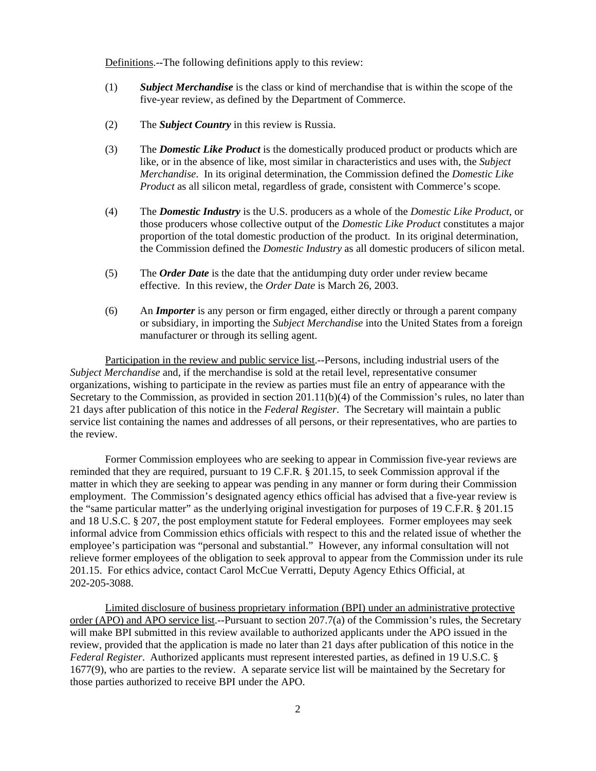Definitions.--The following definitions apply to this review:

(1) ***Subject Merchandise*** is the class or kind of merchandise that is within the scope of the five-year review, as defined by the Department of Commerce.

(2) The ***Subject Country*** in this review is Russia.

(3) The ***Domestic Like Product*** is the domestically produced product or products which are like, or in the absence of like, most similar in characteristics and uses with, the *Subject Merchandise*. In its original determination, the Commission defined the *Domestic Like Product* as all silicon metal, regardless of grade, consistent with Commerce's scope.

(4) The ***Domestic Industry*** is the U.S. producers as a whole of the *Domestic Like Product*, or those producers whose collective output of the *Domestic Like Product* constitutes a major proportion of the total domestic production of the product. In its original determination, the Commission defined the *Domestic Industry* as all domestic producers of silicon metal.

(5) The ***Order Date*** is the date that the antidumping duty order under review became effective. In this review, the *Order Date* is March 26, 2003.

(6) An ***Importer*** is any person or firm engaged, either directly or through a parent company or subsidiary, in importing the *Subject Merchandise* into the United States from a foreign manufacturer or through its selling agent.

Participation in the review and public service list.--Persons, including industrial users of the *Subject Merchandise* and, if the merchandise is sold at the retail level, representative consumer organizations, wishing to participate in the review as parties must file an entry of appearance with the Secretary to the Commission, as provided in section 201.11(b)(4) of the Commission's rules, no later than 21 days after publication of this notice in the *Federal Register*. The Secretary will maintain a public service list containing the names and addresses of all persons, or their representatives, who are parties to the review.

Former Commission employees who are seeking to appear in Commission five-year reviews are reminded that they are required, pursuant to 19 C.F.R. § 201.15, to seek Commission approval if the matter in which they are seeking to appear was pending in any manner or form during their Commission employment. The Commission's designated agency ethics official has advised that a five-year review is the "same particular matter" as the underlying original investigation for purposes of 19 C.F.R. § 201.15 and 18 U.S.C. § 207, the post employment statute for Federal employees. Former employees may seek informal advice from Commission ethics officials with respect to this and the related issue of whether the employee's participation was "personal and substantial." However, any informal consultation will not relieve former employees of the obligation to seek approval to appear from the Commission under its rule 201.15. For ethics advice, contact Carol McCue Verratti, Deputy Agency Ethics Official, at 202-205-3088.

Limited disclosure of business proprietary information (BPI) under an administrative protective order (APO) and APO service list.--Pursuant to section 207.7(a) of the Commission's rules, the Secretary will make BPI submitted in this review available to authorized applicants under the APO issued in the review, provided that the application is made no later than 21 days after publication of this notice in the *Federal Register*. Authorized applicants must represent interested parties, as defined in 19 U.S.C. § 1677(9), who are parties to the review. A separate service list will be maintained by the Secretary for those parties authorized to receive BPI under the APO.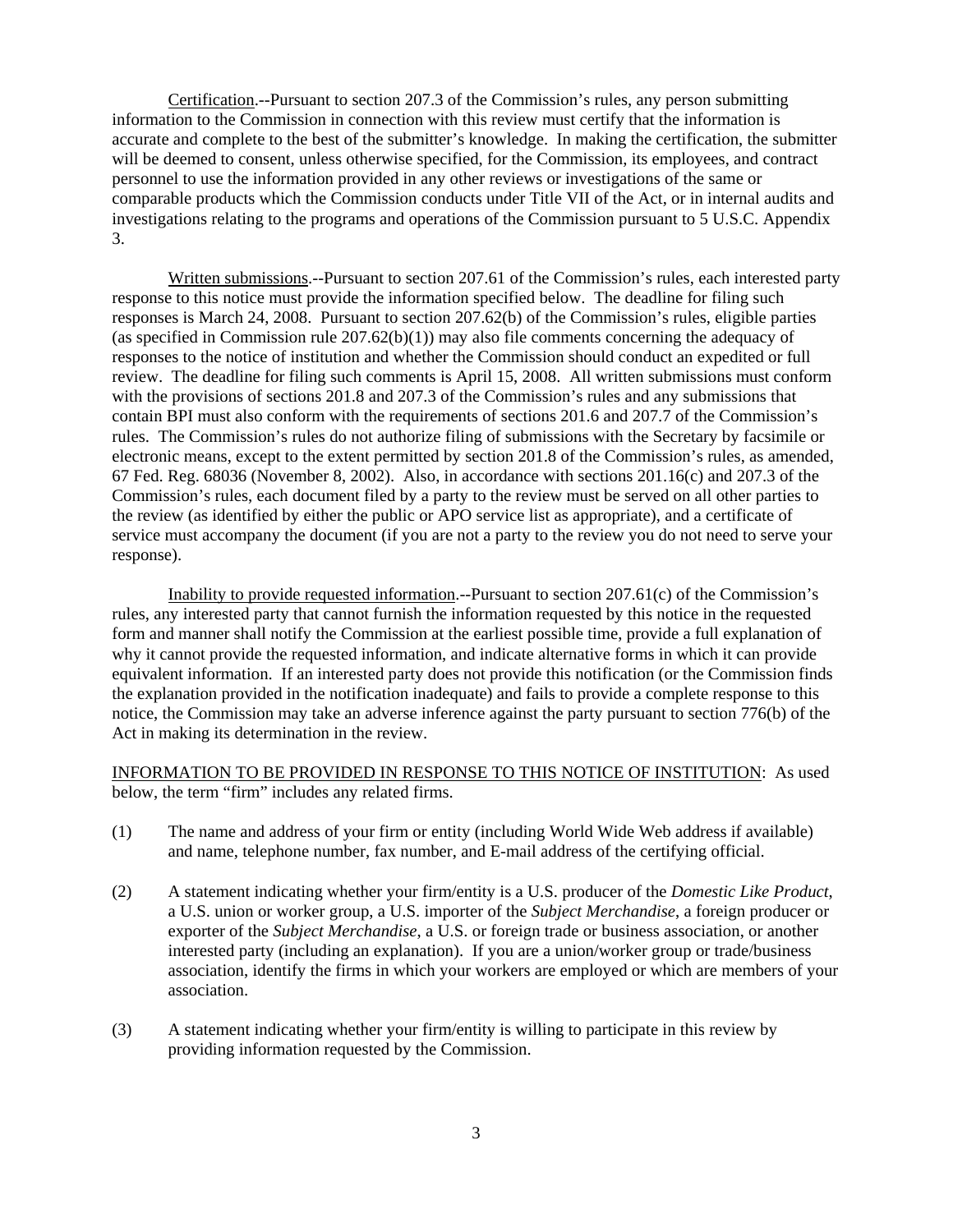Certification.--Pursuant to section 207.3 of the Commission's rules, any person submitting information to the Commission in connection with this review must certify that the information is accurate and complete to the best of the submitter's knowledge. In making the certification, the submitter will be deemed to consent, unless otherwise specified, for the Commission, its employees, and contract personnel to use the information provided in any other reviews or investigations of the same or comparable products which the Commission conducts under Title VII of the Act, or in internal audits and investigations relating to the programs and operations of the Commission pursuant to 5 U.S.C. Appendix 3.

Written submissions.--Pursuant to section 207.61 of the Commission's rules, each interested party response to this notice must provide the information specified below. The deadline for filing such responses is March 24, 2008. Pursuant to section 207.62(b) of the Commission's rules, eligible parties (as specified in Commission rule 207.62(b)(1)) may also file comments concerning the adequacy of responses to the notice of institution and whether the Commission should conduct an expedited or full review. The deadline for filing such comments is April 15, 2008. All written submissions must conform with the provisions of sections 201.8 and 207.3 of the Commission's rules and any submissions that contain BPI must also conform with the requirements of sections 201.6 and 207.7 of the Commission's rules. The Commission's rules do not authorize filing of submissions with the Secretary by facsimile or electronic means, except to the extent permitted by section 201.8 of the Commission's rules, as amended, 67 Fed. Reg. 68036 (November 8, 2002). Also, in accordance with sections 201.16(c) and 207.3 of the Commission's rules, each document filed by a party to the review must be served on all other parties to the review (as identified by either the public or APO service list as appropriate), and a certificate of service must accompany the document (if you are not a party to the review you do not need to serve your response).

Inability to provide requested information.--Pursuant to section 207.61(c) of the Commission's rules, any interested party that cannot furnish the information requested by this notice in the requested form and manner shall notify the Commission at the earliest possible time, provide a full explanation of why it cannot provide the requested information, and indicate alternative forms in which it can provide equivalent information. If an interested party does not provide this notification (or the Commission finds the explanation provided in the notification inadequate) and fails to provide a complete response to this notice, the Commission may take an adverse inference against the party pursuant to section 776(b) of the Act in making its determination in the review.

INFORMATION TO BE PROVIDED IN RESPONSE TO THIS NOTICE OF INSTITUTION: As used below, the term "firm" includes any related firms.

(1) The name and address of your firm or entity (including World Wide Web address if available) and name, telephone number, fax number, and E-mail address of the certifying official.

(2) A statement indicating whether your firm/entity is a U.S. producer of the *Domestic Like Product*, a U.S. union or worker group, a U.S. importer of the *Subject Merchandise*, a foreign producer or exporter of the *Subject Merchandise*, a U.S. or foreign trade or business association, or another interested party (including an explanation). If you are a union/worker group or trade/business association, identify the firms in which your workers are employed or which are members of your association.

(3) A statement indicating whether your firm/entity is willing to participate in this review by providing information requested by the Commission.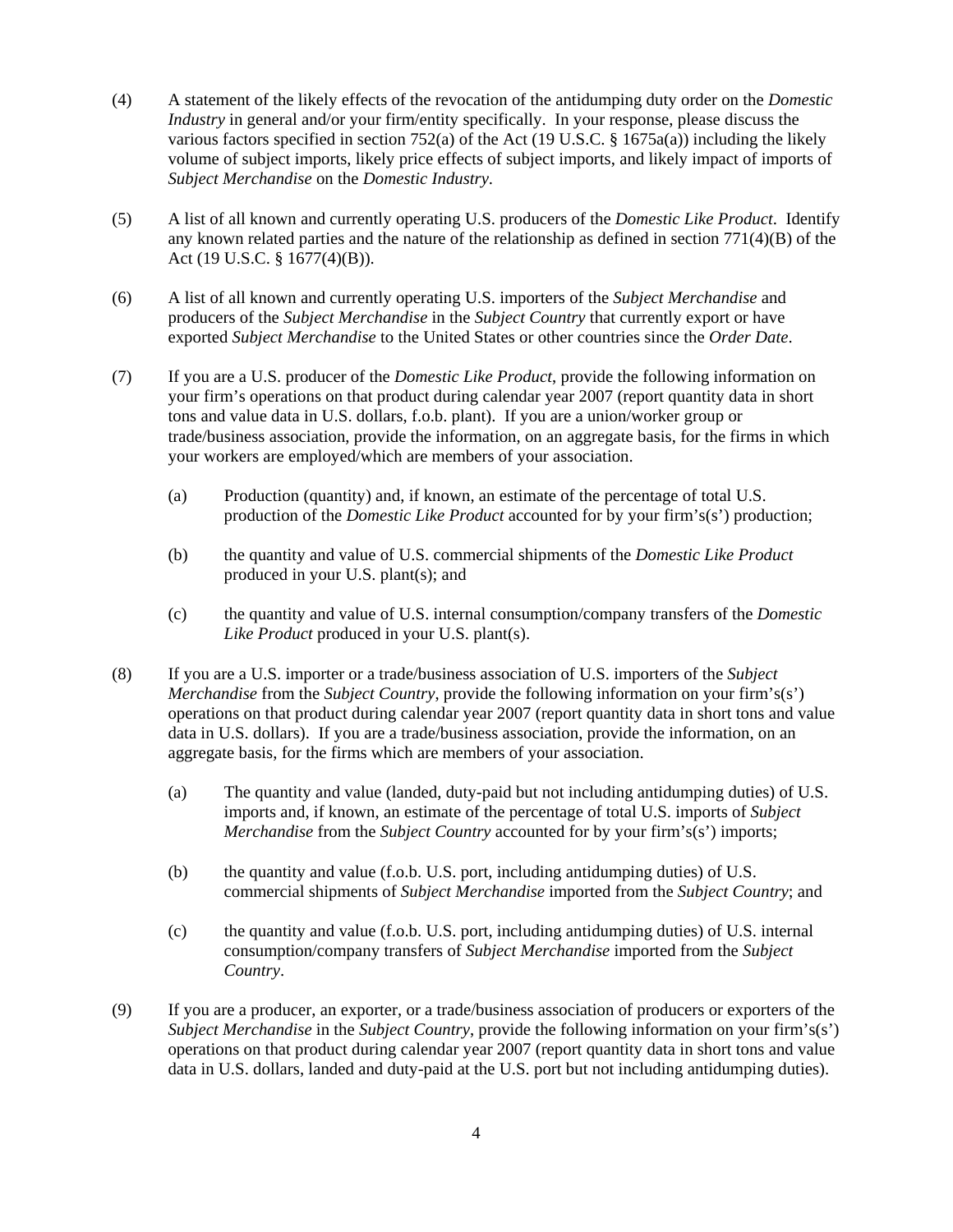(4) A statement of the likely effects of the revocation of the antidumping duty order on the *Domestic Industry* in general and/or your firm/entity specifically. In your response, please discuss the various factors specified in section 752(a) of the Act (19 U.S.C. § 1675a(a)) including the likely volume of subject imports, likely price effects of subject imports, and likely impact of imports of *Subject Merchandise* on the *Domestic Industry*.

(5) A list of all known and currently operating U.S. producers of the *Domestic Like Product*. Identify any known related parties and the nature of the relationship as defined in section 771(4)(B) of the Act (19 U.S.C. § 1677(4)(B)).

(6) A list of all known and currently operating U.S. importers of the *Subject Merchandise* and producers of the *Subject Merchandise* in the *Subject Country* that currently export or have exported *Subject Merchandise* to the United States or other countries since the *Order Date*.

(7) If you are a U.S. producer of the *Domestic Like Product*, provide the following information on your firm's operations on that product during calendar year 2007 (report quantity data in short tons and value data in U.S. dollars, f.o.b. plant). If you are a union/worker group or trade/business association, provide the information, on an aggregate basis, for the firms in which your workers are employed/which are members of your association.

   (a) Production (quantity) and, if known, an estimate of the percentage of total U.S. production of the *Domestic Like Product* accounted for by your firm's(s') production;

   (b) the quantity and value of U.S. commercial shipments of the *Domestic Like Product* produced in your U.S. plant(s); and

   (c) the quantity and value of U.S. internal consumption/company transfers of the *Domestic Like Product* produced in your U.S. plant(s).

(8) If you are a U.S. importer or a trade/business association of U.S. importers of the *Subject Merchandise* from the *Subject Country*, provide the following information on your firm's(s') operations on that product during calendar year 2007 (report quantity data in short tons and value data in U.S. dollars). If you are a trade/business association, provide the information, on an aggregate basis, for the firms which are members of your association.

   (a) The quantity and value (landed, duty-paid but not including antidumping duties) of U.S. imports and, if known, an estimate of the percentage of total U.S. imports of *Subject Merchandise* from the *Subject Country* accounted for by your firm's(s') imports;

   (b) the quantity and value (f.o.b. U.S. port, including antidumping duties) of U.S. commercial shipments of *Subject Merchandise* imported from the *Subject Country*; and

   (c) the quantity and value (f.o.b. U.S. port, including antidumping duties) of U.S. internal consumption/company transfers of *Subject Merchandise* imported from the *Subject Country*.

(9) If you are a producer, an exporter, or a trade/business association of producers or exporters of the *Subject Merchandise* in the *Subject Country*, provide the following information on your firm's(s') operations on that product during calendar year 2007 (report quantity data in short tons and value data in U.S. dollars, landed and duty-paid at the U.S. port but not including antidumping duties).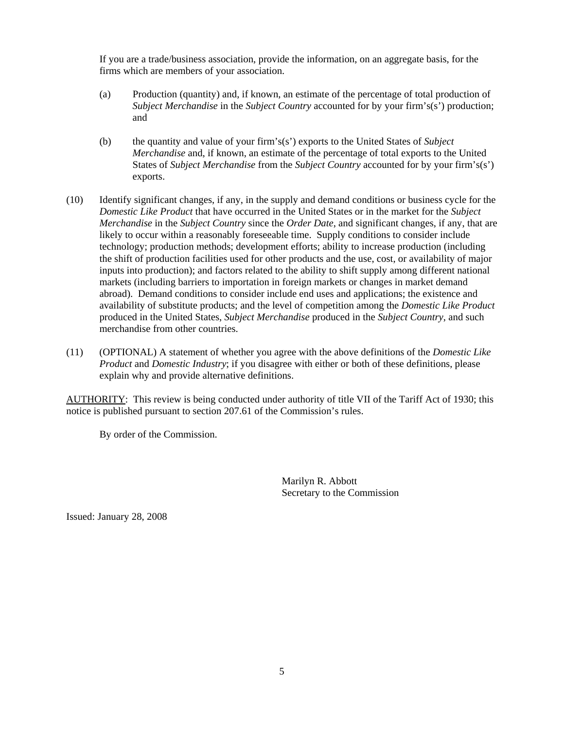If you are a trade/business association, provide the information, on an aggregate basis, for the firms which are members of your association.

(a) Production (quantity) and, if known, an estimate of the percentage of total production of *Subject Merchandise* in the *Subject Country* accounted for by your firm's(s') production; and

(b) the quantity and value of your firm's(s') exports to the United States of *Subject Merchandise* and, if known, an estimate of the percentage of total exports to the United States of *Subject Merchandise* from the *Subject Country* accounted for by your firm's(s') exports.

(10) Identify significant changes, if any, in the supply and demand conditions or business cycle for the *Domestic Like Product* that have occurred in the United States or in the market for the *Subject Merchandise* in the *Subject Country* since the *Order Date*, and significant changes, if any, that are likely to occur within a reasonably foreseeable time. Supply conditions to consider include technology; production methods; development efforts; ability to increase production (including the shift of production facilities used for other products and the use, cost, or availability of major inputs into production); and factors related to the ability to shift supply among different national markets (including barriers to importation in foreign markets or changes in market demand abroad). Demand conditions to consider include end uses and applications; the existence and availability of substitute products; and the level of competition among the *Domestic Like Product* produced in the United States, *Subject Merchandise* produced in the *Subject Country*, and such merchandise from other countries.

(11) (OPTIONAL) A statement of whether you agree with the above definitions of the *Domestic Like Product* and *Domestic Industry*; if you disagree with either or both of these definitions, please explain why and provide alternative definitions.

AUTHORITY: This review is being conducted under authority of title VII of the Tariff Act of 1930; this notice is published pursuant to section 207.61 of the Commission's rules.

By order of the Commission.

Marilyn R. Abbott
Secretary to the Commission

Issued: January 28, 2008